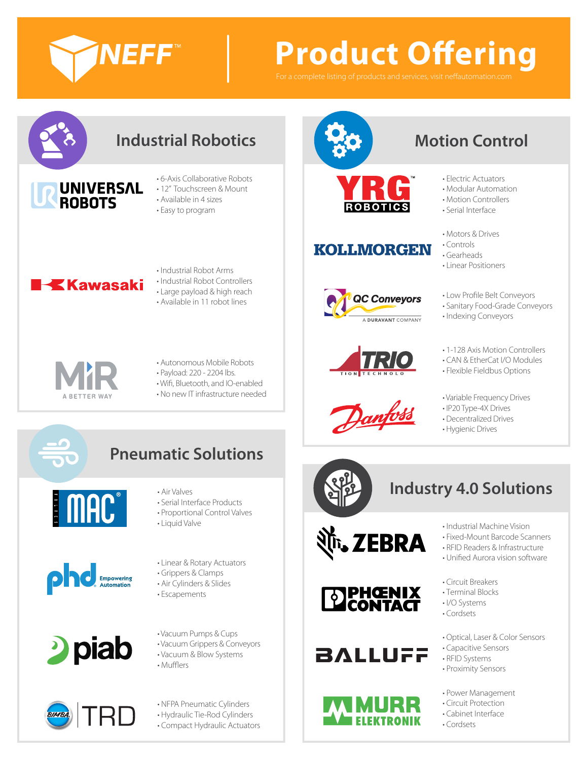# NEFF™ Product Offering

For a complete listing of products and services, visit neffautomation.com

## Industrial Robotics

### Universal Robots

- 6-Axis Collaborative Robots
- 12" Touchscreen & Mount
- Available in 4 sizes
- Easy to program

### Kawasaki

- Industrial Robot Arms
- Industrial Robot Controllers
- Large payload & high reach
- Available in 11 robot lines

### MiR – A Better Way

- Autonomous Mobile Robots
- Payload: 220 - 2204 lbs.
- Wifi, Bluetooth, and IO-enabled
- No new IT infrastructure needed

## Pneumatic Solutions

### MAC

- Air Valves
- Serial Interface Products
- Proportional Control Valves
- Liquid Valve

### phd – Empowering Automation

- Linear & Rotary Actuators
- Grippers & Clamps
- Air Cylinders & Slides
- Escapements

### piab

- Vacuum Pumps & Cups
- Vacuum Grippers & Conveyors
- Vacuum & Blow Systems
- Mufflers

### Bimba | TRD

- NFPA Pneumatic Cylinders
- Hydraulic Tie-Rod Cylinders
- Compact Hydraulic Actuators

## Motion Control

### YRG Robotics™

- Electric Actuators
- Modular Automation
- Motion Controllers
- Serial Interface

### Kollmorgen

- Motors & Drives
- Controls
- Gearheads
- Linear Positioners

### QC Conveyors – A Duravant Company

- Low Profile Belt Conveyors
- Sanitary Food-Grade Conveyors
- Indexing Conveyors

### Trio Motion Technology

- 1-128 Axis Motion Controllers
- CAN & EtherCat I/O Modules
- Flexible Fieldbus Options

### Danfoss

- Variable Frequency Drives
- IP20 Type-4X Drives
- Decentralized Drives
- Hygienic Drives

## Industry 4.0 Solutions

### Zebra

- Industrial Machine Vision
- Fixed-Mount Barcode Scanners
- RFID Readers & Infrastructure
- Unified Aurora vision software

### Phoenix Contact

- Circuit Breakers
- Terminal Blocks
- I/O Systems
- Cordsets

### Balluff

- Optical, Laser & Color Sensors
- Capacitive Sensors
- RFID Systems
- Proximity Sensors

### Murr Elektronik

- Power Management
- Circuit Protection
- Cabinet Interface
- Cordsets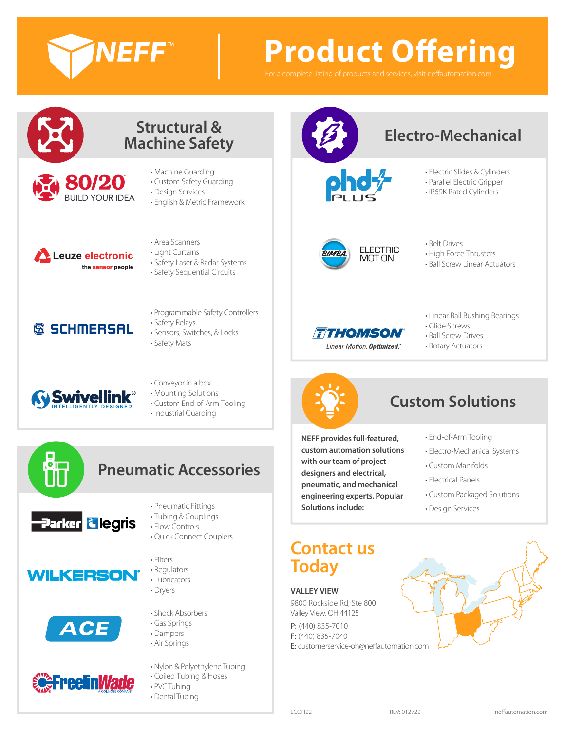# NEFF™ Product Offering

For a complete listing of products and services, visit neffautomation.com

## Structural & Machine Safety

**80/20 BUILD YOUR IDEA**
- Machine Guarding
- Custom Safety Guarding
- Design Services
- English & Metric Framework

**Leuze electronic – the sensor people**
- Area Scanners
- Light Curtains
- Safety Laser & Radar Systems
- Safety Sequential Circuits

**SCHMERSAL**
- Programmable Safety Controllers
- Safety Relays
- Sensors, Switches, & Locks
- Safety Mats

**Swivellink® INTELLIGENTLY DESIGNED**
- Conveyor in a box
- Mounting Solutions
- Custom End-of-Arm Tooling
- Industrial Guarding

## Pneumatic Accessories

**Parker Legris**
- Pneumatic Fittings
- Tubing & Couplings
- Flow Controls
- Quick Connect Couplers

**WILKERSON®**
- Filters
- Regulators
- Lubricators
- Dryers

**ACE**
- Shock Absorbers
- Gas Springs
- Dampers
- Air Springs

**FreelinWade – A COLHOSE COMPANY**
- Nylon & Polyethylene Tubing
- Coiled Tubing & Hoses
- PVC Tubing
- Dental Tubing

## Electro-Mechanical

**phd PLUS**
- Electric Slides & Cylinders
- Parallel Electric Gripper
- IP69K Rated Cylinders

**BIMBA ELECTRIC MOTION**
- Belt Drives
- High Force Thrusters
- Ball Screw Linear Actuators

**THOMSON® Linear Motion. Optimized.™**
- Linear Ball Bushing Bearings
- Glide Screws
- Ball Screw Drives
- Rotary Actuators

## Custom Solutions

**NEFF provides full-featured, custom automation solutions with our team of project designers and electrical, pneumatic, and mechanical engineering experts. Popular Solutions include:**

- End-of-Arm Tooling
- Electro-Mechanical Systems
- Custom Manifolds
- Electrical Panels
- Custom Packaged Solutions
- Design Services

## Contact us Today

**VALLEY VIEW**

9800 Rockside Rd, Ste 800
Valley View, OH 44125

P: (440) 835-7010
F: (440) 835-7040
E: customerservice-oh@neffautomation.com

LCOH22 REV: 012722 neffautomation.com